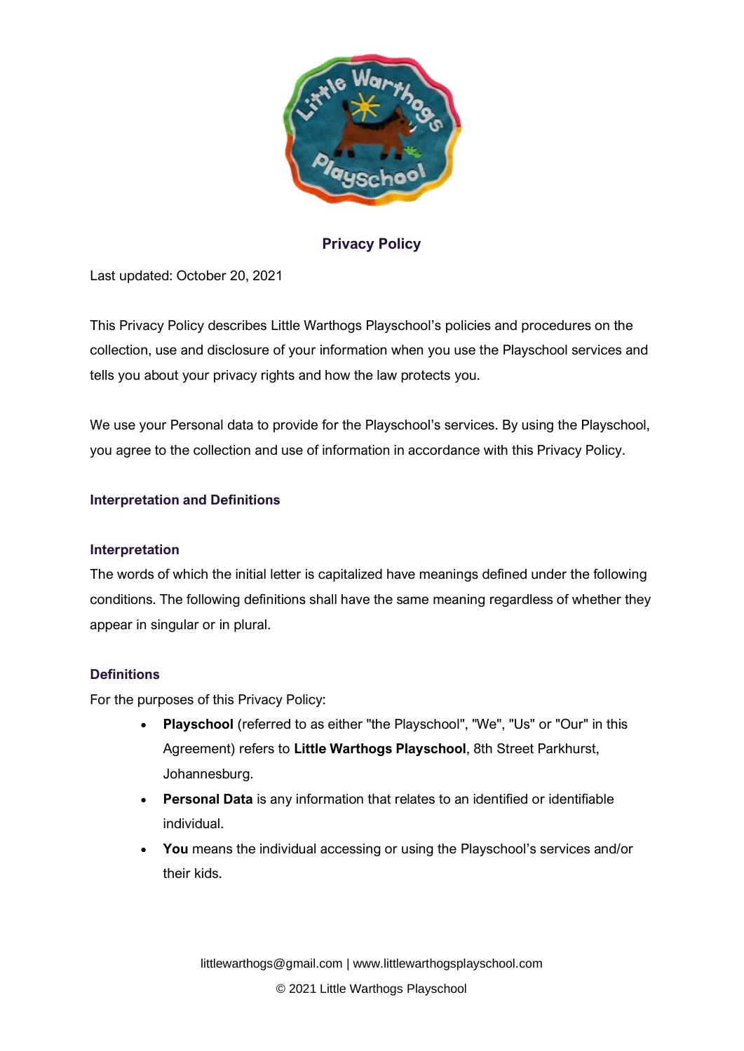# Privacy Policy

Last updated: October 20, 2021

This Privacy Policy describes Little Warthogs Playschool's policies and procedures on the collection, use and disclosure of your information when you use the Playschool services and tells you about your privacy rights and how the law protects you.

We use your Personal data to provide for the Playschool's services. By using the Playschool, you agree to the collection and use of information in accordance with this Privacy Policy.

## Interpretation and Definitions

### Interpretation

The words of which the initial letter is capitalized have meanings defined under the following conditions. The following definitions shall have the same meaning regardless of whether they appear in singular or in plural.

### Definitions

For the purposes of this Privacy Policy:

- **Playschool** (referred to as either "the Playschool", "We", "Us" or "Our" in this Agreement) refers to **Little Warthogs Playschool**, 8th Street Parkhurst, Johannesburg.
- **Personal Data** is any information that relates to an identified or identifiable individual.
- **You** means the individual accessing or using the Playschool's services and/or their kids.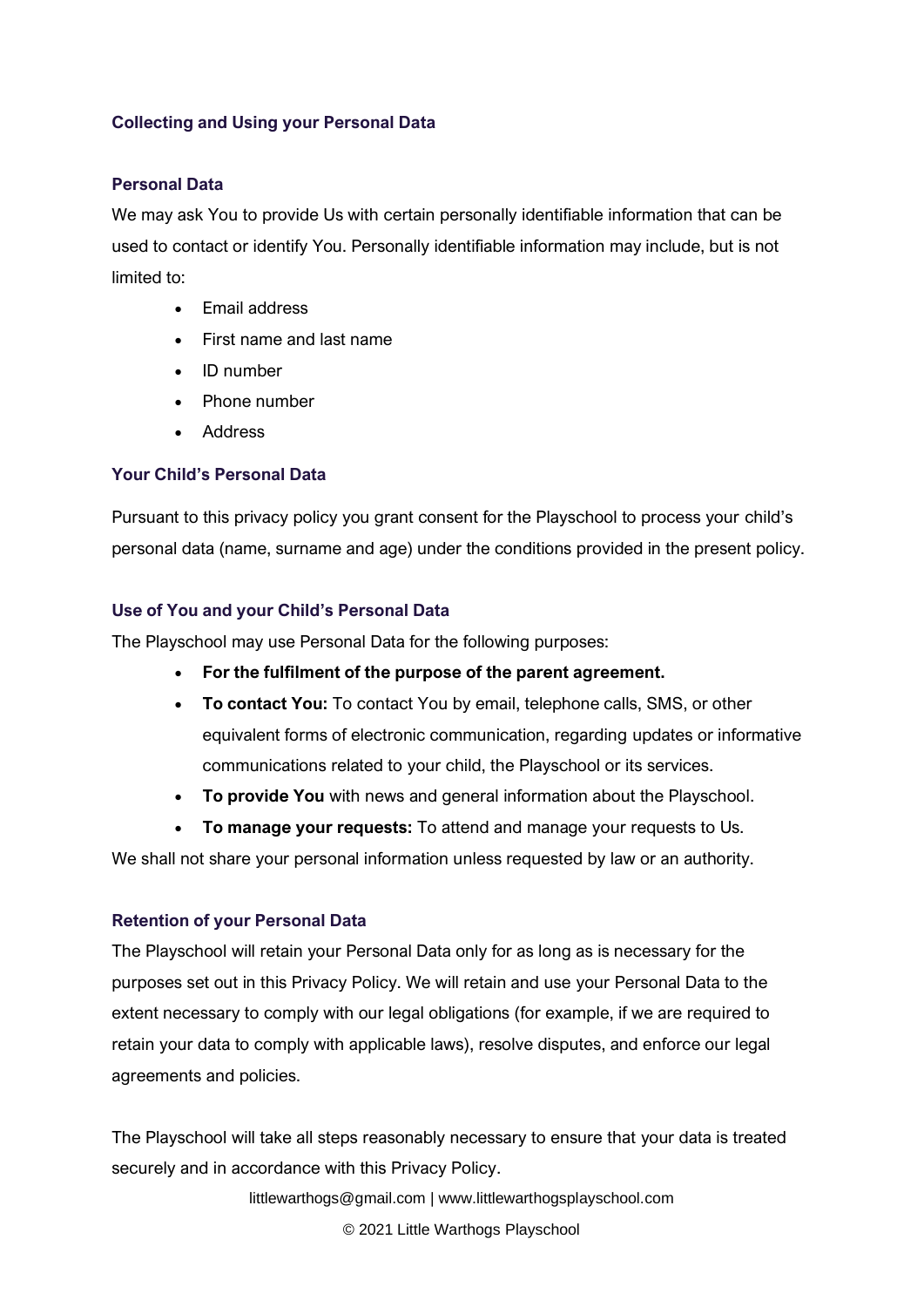## Collecting and Using your Personal Data

### Personal Data

We may ask You to provide Us with certain personally identifiable information that can be used to contact or identify You. Personally identifiable information may include, but is not limited to:

- Email address
- First name and last name
- ID number
- Phone number
- Address

### Your Child's Personal Data

Pursuant to this privacy policy you grant consent for the Playschool to process your child's personal data (name, surname and age) under the conditions provided in the present policy.

### Use of You and your Child's Personal Data

The Playschool may use Personal Data for the following purposes:

- **For the fulfilment of the purpose of the parent agreement.**
- **To contact You:** To contact You by email, telephone calls, SMS, or other equivalent forms of electronic communication, regarding updates or informative communications related to your child, the Playschool or its services.
- **To provide You** with news and general information about the Playschool.
- **To manage your requests:** To attend and manage your requests to Us.

We shall not share your personal information unless requested by law or an authority.

### Retention of your Personal Data

The Playschool will retain your Personal Data only for as long as is necessary for the purposes set out in this Privacy Policy. We will retain and use your Personal Data to the extent necessary to comply with our legal obligations (for example, if we are required to retain your data to comply with applicable laws), resolve disputes, and enforce our legal agreements and policies.

The Playschool will take all steps reasonably necessary to ensure that your data is treated securely and in accordance with this Privacy Policy.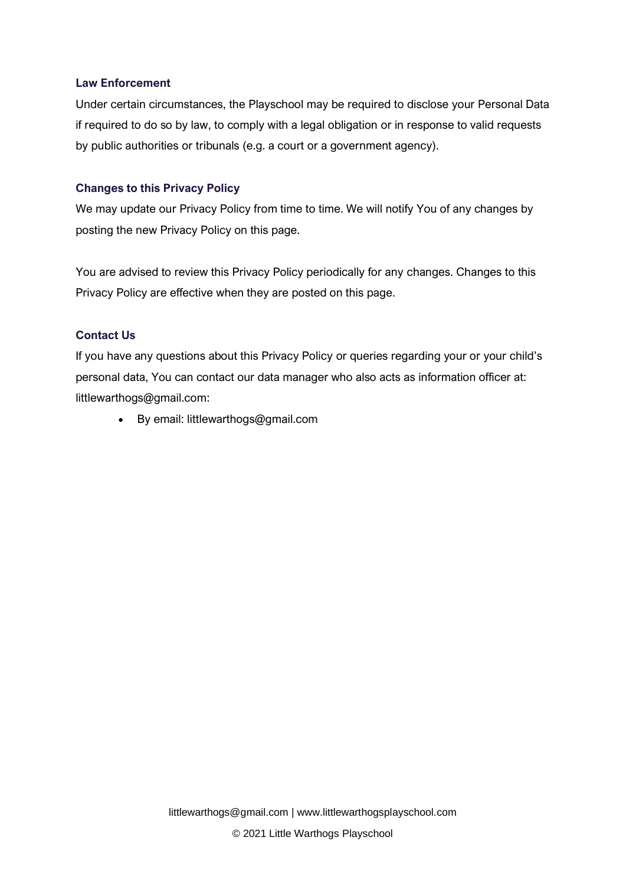### Law Enforcement

Under certain circumstances, the Playschool may be required to disclose your Personal Data if required to do so by law, to comply with a legal obligation or in response to valid requests by public authorities or tribunals (e.g. a court or a government agency).

### Changes to this Privacy Policy

We may update our Privacy Policy from time to time. We will notify You of any changes by posting the new Privacy Policy on this page.

You are advised to review this Privacy Policy periodically for any changes. Changes to this Privacy Policy are effective when they are posted on this page.

### Contact Us

If you have any questions about this Privacy Policy or queries regarding your or your child's personal data, You can contact our data manager who also acts as information officer at: littlewarthogs@gmail.com:

- By email: littlewarthogs@gmail.com